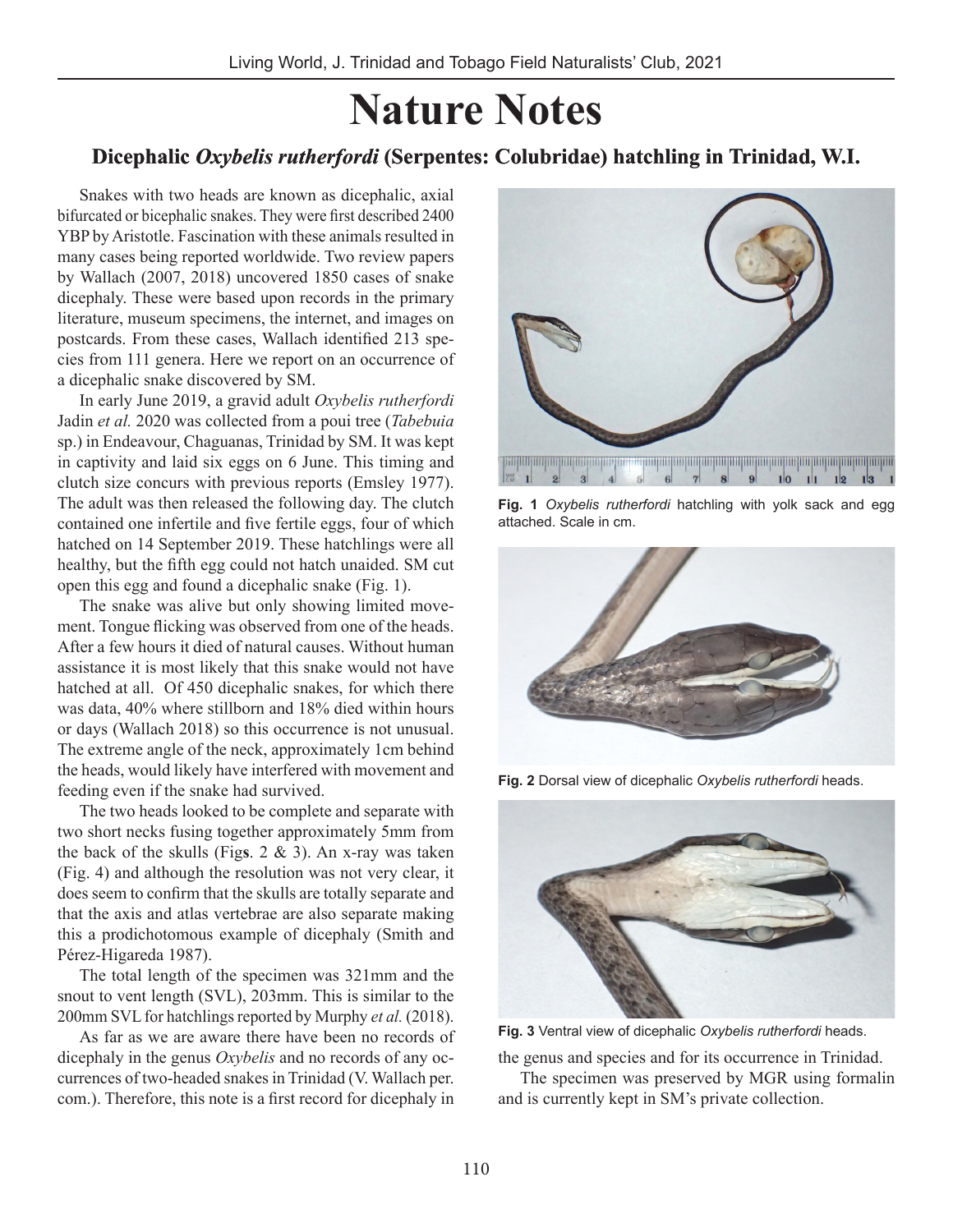# Nature Notes

## Dicephalic *Oxybelis rutherfordi* (Serpentes: Colubridae) hatchling in Trinidad, W.I.

Snakes with two heads are known as dicephalic, axial bifurcated or bicephalic snakes. They were first described 2400 YBP by Aristotle. Fascination with these animals resulted in many cases being reported worldwide. Two review papers by Wallach (2007, 2018) uncovered 1850 cases of snake dicephaly. These were based upon records in the primary literature, museum specimens, the internet, and images on postcards. From these cases, Wallach identified 213 species from 111 genera. Here we report on an occurrence of a dicephalic snake discovered by SM.

In early June 2019, a gravid adult *Oxybelis rutherfordi* Jadin *et al.* 2020 was collected from a poui tree (*Tabebuia* sp.) in Endeavour, Chaguanas, Trinidad by SM. It was kept in captivity and laid six eggs on 6 June. This timing and clutch size concurs with previous reports (Emsley 1977). The adult was then released the following day. The clutch contained one infertile and five fertile eggs, four of which hatched on 14 September 2019. These hatchlings were all healthy, but the fifth egg could not hatch unaided. SM cut open this egg and found a dicephalic snake (Fig. 1).

The snake was alive but only showing limited movement. Tongue flicking was observed from one of the heads. After a few hours it died of natural causes. Without human assistance it is most likely that this snake would not have hatched at all. Of 450 dicephalic snakes, for which there was data, 40% where stillborn and 18% died within hours or days (Wallach 2018) so this occurrence is not unusual. The extreme angle of the neck, approximately 1cm behind the heads, would likely have interfered with movement and feeding even if the snake had survived.

The two heads looked to be complete and separate with two short necks fusing together approximately 5mm from the back of the skulls (Fig**s**. 2 & 3). An x-ray was taken (Fig. 4) and although the resolution was not very clear, it does seem to confirm that the skulls are totally separate and that the axis and atlas vertebrae are also separate making this a prodichotomous example of dicephaly (Smith and Pérez-Higareda 1987).

The total length of the specimen was 321mm and the snout to vent length (SVL), 203mm. This is similar to the 200mm SVL for hatchlings reported by Murphy *et al.* (2018).

As far as we are aware there have been no records of dicephaly in the genus *Oxybelis* and no records of any occurrences of two-headed snakes in Trinidad (V. Wallach per. com.). Therefore, this note is a first record for dicephaly in the genus and species and for its occurrence in Trinidad.

The specimen was preserved by MGR using formalin and is currently kept in SM's private collection.

**Fig. 1** *Oxybelis rutherfordi* hatchling with yolk sack and egg attached. Scale in cm.

**Fig. 2** Dorsal view of dicephalic *Oxybelis rutherfordi* heads.

**Fig. 3** Ventral view of dicephalic *Oxybelis rutherfordi* heads.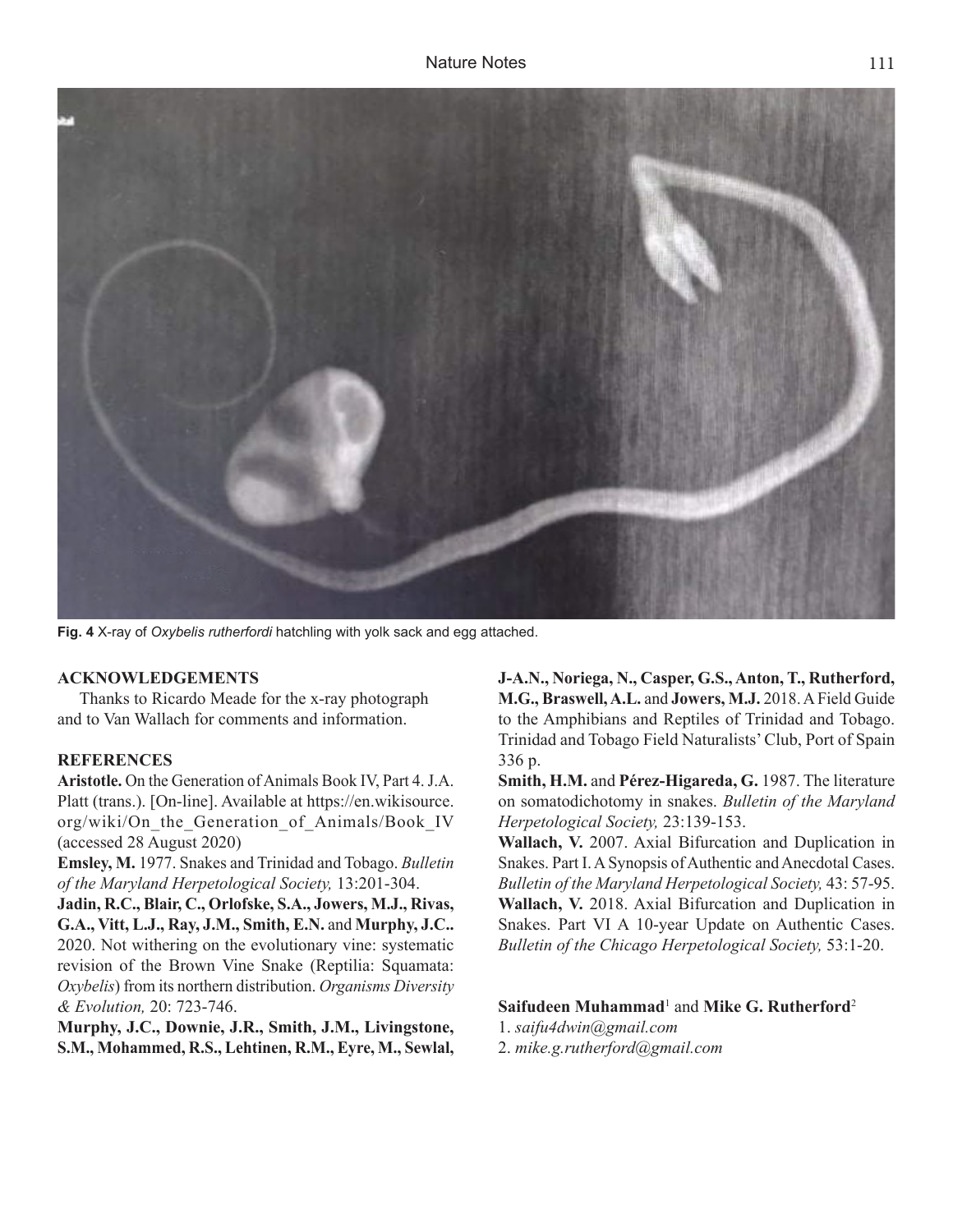**Fig. 4** X-ray of *Oxybelis rutherfordi* hatchling with yolk sack and egg attached.

## ACKNOWLEDGEMENTS

Thanks to Ricardo Meade for the x-ray photograph and to Van Wallach for comments and information.

## REFERENCES

**Aristotle.** On the Generation of Animals Book IV, Part 4. J.A. Platt (trans.). [On-line]. Available at https://en.wikisource.org/wiki/On_the_Generation_of_Animals/Book_IV (accessed 28 August 2020)

**Emsley, M.** 1977. Snakes and Trinidad and Tobago. *Bulletin of the Maryland Herpetological Society,* 13:201-304.

**Jadin, R.C., Blair, C., Orlofske, S.A., Jowers, M.J., Rivas, G.A., Vitt, L.J., Ray, J.M., Smith, E.N.** and **Murphy, J.C..** 2020. Not withering on the evolutionary vine: systematic revision of the Brown Vine Snake (Reptilia: Squamata: *Oxybelis*) from its northern distribution. *Organisms Diversity & Evolution,* 20: 723-746.

**Murphy, J.C., Downie, J.R., Smith, J.M., Livingstone, S.M., Mohammed, R.S., Lehtinen, R.M., Eyre, M., Sewlal, J-A.N., Noriega, N., Casper, G.S., Anton, T., Rutherford, M.G., Braswell, A.L.** and **Jowers, M.J.** 2018. A Field Guide to the Amphibians and Reptiles of Trinidad and Tobago. Trinidad and Tobago Field Naturalists' Club, Port of Spain 336 p.

**Smith, H.M.** and **Pérez-Higareda, G.** 1987. The literature on somatodichotomy in snakes. *Bulletin of the Maryland Herpetological Society,* 23:139-153.

**Wallach, V.** 2007. Axial Bifurcation and Duplication in Snakes. Part I. A Synopsis of Authentic and Anecdotal Cases. *Bulletin of the Maryland Herpetological Society,* 43: 57-95.

**Wallach, V.** 2018. Axial Bifurcation and Duplication in Snakes. Part VI A 10-year Update on Authentic Cases. *Bulletin of the Chicago Herpetological Society,* 53:1-20.

**Saifudeen Muhammad**[1] and **Mike G. Rutherford**[2]

1. *saifu4dwin@gmail.com*
2. *mike.g.rutherford@gmail.com*